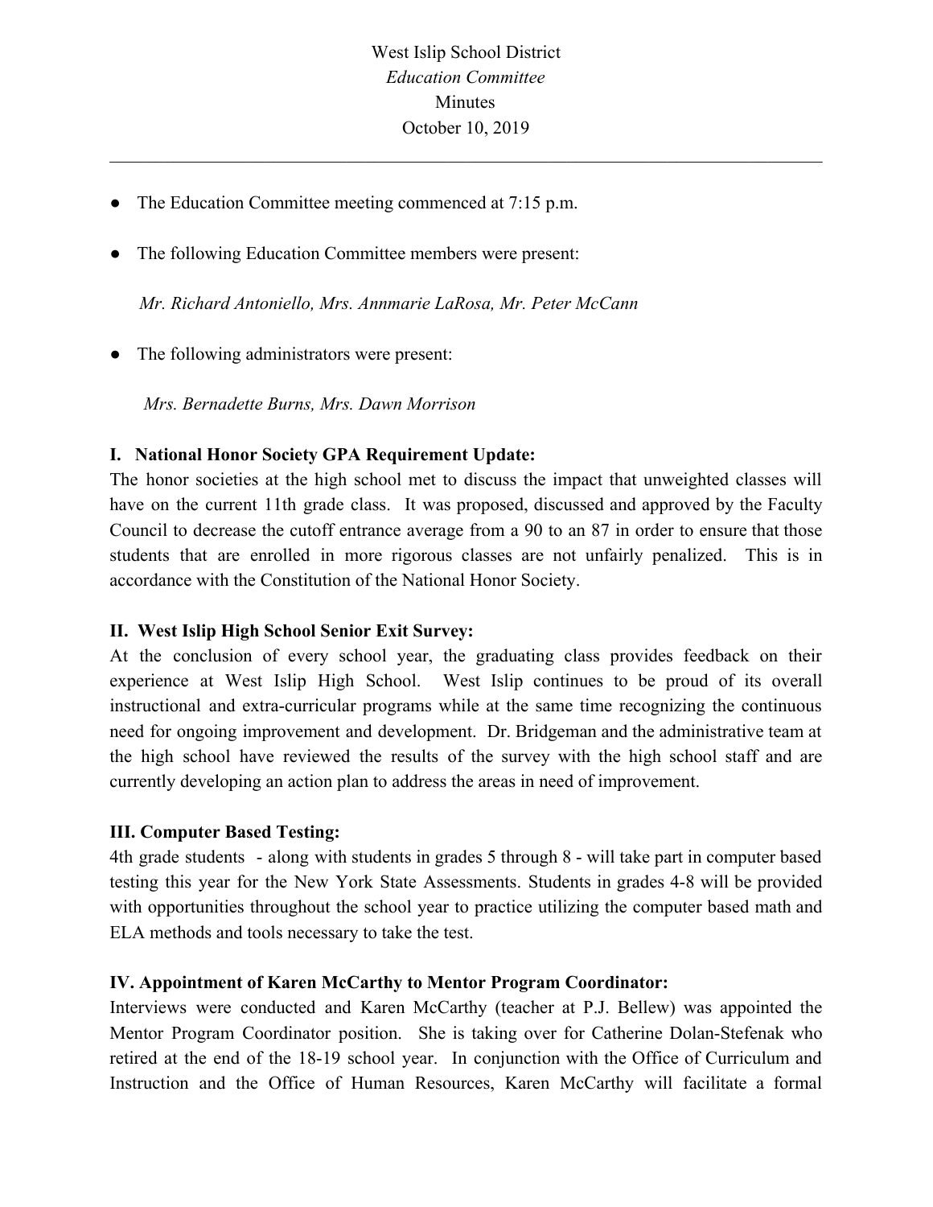West Islip School District

*Education Committee*

Minutes

October 10, 2019

---

- The Education Committee meeting commenced at 7:15 p.m.

- The following Education Committee members were present:

  *Mr. Richard Antoniello, Mrs. Annmarie LaRosa, Mr. Peter McCann*

- The following administrators were present:

  *Mrs. Bernadette Burns, Mrs. Dawn Morrison*

**I. National Honor Society GPA Requirement Update:**

The honor societies at the high school met to discuss the impact that unweighted classes will have on the current 11th grade class. It was proposed, discussed and approved by the Faculty Council to decrease the cutoff entrance average from a 90 to an 87 in order to ensure that those students that are enrolled in more rigorous classes are not unfairly penalized. This is in accordance with the Constitution of the National Honor Society.

**II. West Islip High School Senior Exit Survey:**

At the conclusion of every school year, the graduating class provides feedback on their experience at West Islip High School. West Islip continues to be proud of its overall instructional and extra-curricular programs while at the same time recognizing the continuous need for ongoing improvement and development. Dr. Bridgeman and the administrative team at the high school have reviewed the results of the survey with the high school staff and are currently developing an action plan to address the areas in need of improvement.

**III. Computer Based Testing:**

4th grade students - along with students in grades 5 through 8 - will take part in computer based testing this year for the New York State Assessments. Students in grades 4-8 will be provided with opportunities throughout the school year to practice utilizing the computer based math and ELA methods and tools necessary to take the test.

**IV. Appointment of Karen McCarthy to Mentor Program Coordinator:**

Interviews were conducted and Karen McCarthy (teacher at P.J. Bellew) was appointed the Mentor Program Coordinator position. She is taking over for Catherine Dolan-Stefenak who retired at the end of the 18-19 school year. In conjunction with the Office of Curriculum and Instruction and the Office of Human Resources, Karen McCarthy will facilitate a formal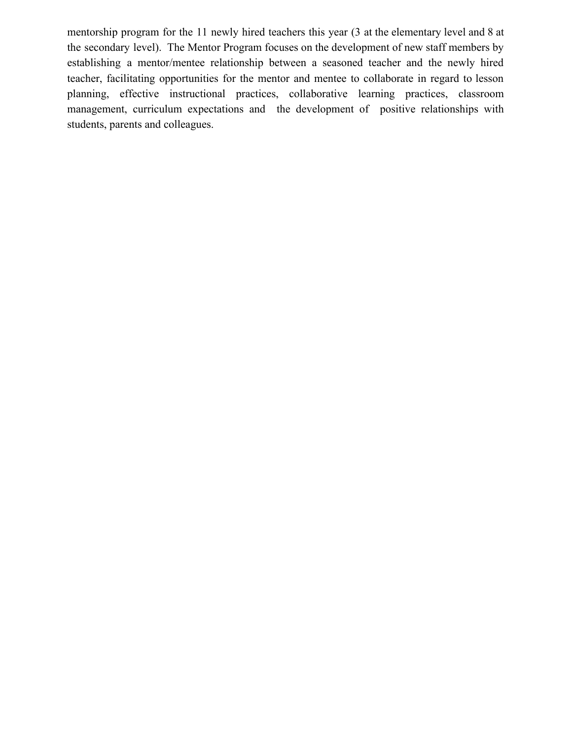mentorship program for the 11 newly hired teachers this year (3 at the elementary level and 8 at the secondary level). The Mentor Program focuses on the development of new staff members by establishing a mentor/mentee relationship between a seasoned teacher and the newly hired teacher, facilitating opportunities for the mentor and mentee to collaborate in regard to lesson planning, effective instructional practices, collaborative learning practices, classroom management, curriculum expectations and the development of positive relationships with students, parents and colleagues.